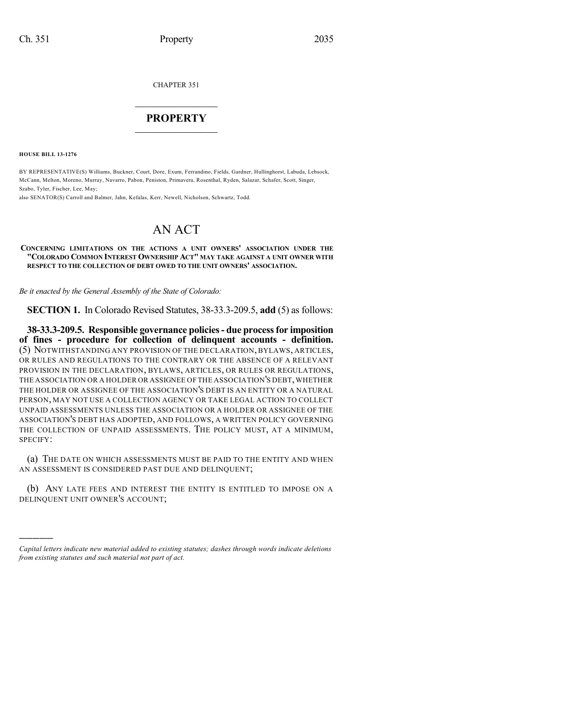CHAPTER 351

# PROPERTY

**HOUSE BILL 13-1276**

BY REPRESENTATIVE(S) Williams, Buckner, Court, Dore, Exum, Ferrandino, Fields, Gardner, Hullinghorst, Labuda, Lebsock, McCann, Melton, Moreno, Murray, Navarro, Pabon, Peniston, Primavera, Rosenthal, Ryden, Salazar, Schafer, Scott, Singer, Szabo, Tyler, Fischer, Lee, May;
also SENATOR(S) Carroll and Balmer, Jahn, Kefalas, Kerr, Newell, Nicholson, Schwartz, Todd.

# AN ACT

**CONCERNING LIMITATIONS ON THE ACTIONS A UNIT OWNERS' ASSOCIATION UNDER THE "COLORADO COMMON INTEREST OWNERSHIP ACT" MAY TAKE AGAINST A UNIT OWNER WITH RESPECT TO THE COLLECTION OF DEBT OWED TO THE UNIT OWNERS' ASSOCIATION.**

*Be it enacted by the General Assembly of the State of Colorado:*

**SECTION 1.** In Colorado Revised Statutes, 38-33.3-209.5, **add** (5) as follows:

**38-33.3-209.5. Responsible governance policies - due process for imposition of fines - procedure for collection of delinquent accounts - definition.** (5) NOTWITHSTANDING ANY PROVISION OF THE DECLARATION, BYLAWS, ARTICLES, OR RULES AND REGULATIONS TO THE CONTRARY OR THE ABSENCE OF A RELEVANT PROVISION IN THE DECLARATION, BYLAWS, ARTICLES, OR RULES OR REGULATIONS, THE ASSOCIATION OR A HOLDER OR ASSIGNEE OF THE ASSOCIATION'S DEBT, WHETHER THE HOLDER OR ASSIGNEE OF THE ASSOCIATION'S DEBT IS AN ENTITY OR A NATURAL PERSON, MAY NOT USE A COLLECTION AGENCY OR TAKE LEGAL ACTION TO COLLECT UNPAID ASSESSMENTS UNLESS THE ASSOCIATION OR A HOLDER OR ASSIGNEE OF THE ASSOCIATION'S DEBT HAS ADOPTED, AND FOLLOWS, A WRITTEN POLICY GOVERNING THE COLLECTION OF UNPAID ASSESSMENTS. THE POLICY MUST, AT A MINIMUM, SPECIFY:

(a) THE DATE ON WHICH ASSESSMENTS MUST BE PAID TO THE ENTITY AND WHEN AN ASSESSMENT IS CONSIDERED PAST DUE AND DELINQUENT;

(b) ANY LATE FEES AND INTEREST THE ENTITY IS ENTITLED TO IMPOSE ON A DELINQUENT UNIT OWNER'S ACCOUNT;

---

*Capital letters indicate new material added to existing statutes; dashes through words indicate deletions from existing statutes and such material not part of act.*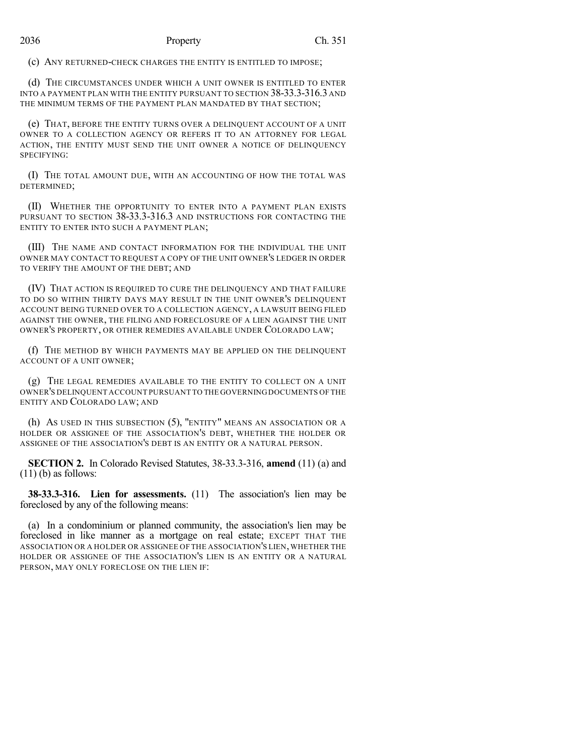(c) ANY RETURNED-CHECK CHARGES THE ENTITY IS ENTITLED TO IMPOSE;

(d) THE CIRCUMSTANCES UNDER WHICH A UNIT OWNER IS ENTITLED TO ENTER INTO A PAYMENT PLAN WITH THE ENTITY PURSUANT TO SECTION 38-33.3-316.3 AND THE MINIMUM TERMS OF THE PAYMENT PLAN MANDATED BY THAT SECTION;

(e) THAT, BEFORE THE ENTITY TURNS OVER A DELINQUENT ACCOUNT OF A UNIT OWNER TO A COLLECTION AGENCY OR REFERS IT TO AN ATTORNEY FOR LEGAL ACTION, THE ENTITY MUST SEND THE UNIT OWNER A NOTICE OF DELINQUENCY SPECIFYING:

(I) THE TOTAL AMOUNT DUE, WITH AN ACCOUNTING OF HOW THE TOTAL WAS DETERMINED;

(II) WHETHER THE OPPORTUNITY TO ENTER INTO A PAYMENT PLAN EXISTS PURSUANT TO SECTION 38-33.3-316.3 AND INSTRUCTIONS FOR CONTACTING THE ENTITY TO ENTER INTO SUCH A PAYMENT PLAN;

(III) THE NAME AND CONTACT INFORMATION FOR THE INDIVIDUAL THE UNIT OWNER MAY CONTACT TO REQUEST A COPY OF THE UNIT OWNER'S LEDGER IN ORDER TO VERIFY THE AMOUNT OF THE DEBT; AND

(IV) THAT ACTION IS REQUIRED TO CURE THE DELINQUENCY AND THAT FAILURE TO DO SO WITHIN THIRTY DAYS MAY RESULT IN THE UNIT OWNER'S DELINQUENT ACCOUNT BEING TURNED OVER TO A COLLECTION AGENCY, A LAWSUIT BEING FILED AGAINST THE OWNER, THE FILING AND FORECLOSURE OF A LIEN AGAINST THE UNIT OWNER'S PROPERTY, OR OTHER REMEDIES AVAILABLE UNDER COLORADO LAW;

(f) THE METHOD BY WHICH PAYMENTS MAY BE APPLIED ON THE DELINQUENT ACCOUNT OF A UNIT OWNER;

(g) THE LEGAL REMEDIES AVAILABLE TO THE ENTITY TO COLLECT ON A UNIT OWNER'S DELINQUENT ACCOUNT PURSUANT TO THE GOVERNING DOCUMENTS OF THE ENTITY AND COLORADO LAW; AND

(h) AS USED IN THIS SUBSECTION (5), "ENTITY" MEANS AN ASSOCIATION OR A HOLDER OR ASSIGNEE OF THE ASSOCIATION'S DEBT, WHETHER THE HOLDER OR ASSIGNEE OF THE ASSOCIATION'S DEBT IS AN ENTITY OR A NATURAL PERSON.

**SECTION 2.** In Colorado Revised Statutes, 38-33.3-316, **amend** (11) (a) and (11) (b) as follows:

**38-33.3-316. Lien for assessments.** (11) The association's lien may be foreclosed by any of the following means:

(a) In a condominium or planned community, the association's lien may be foreclosed in like manner as a mortgage on real estate; EXCEPT THAT THE ASSOCIATION OR A HOLDER OR ASSIGNEE OF THE ASSOCIATION'S LIEN, WHETHER THE HOLDER OR ASSIGNEE OF THE ASSOCIATION'S LIEN IS AN ENTITY OR A NATURAL PERSON, MAY ONLY FORECLOSE ON THE LIEN IF: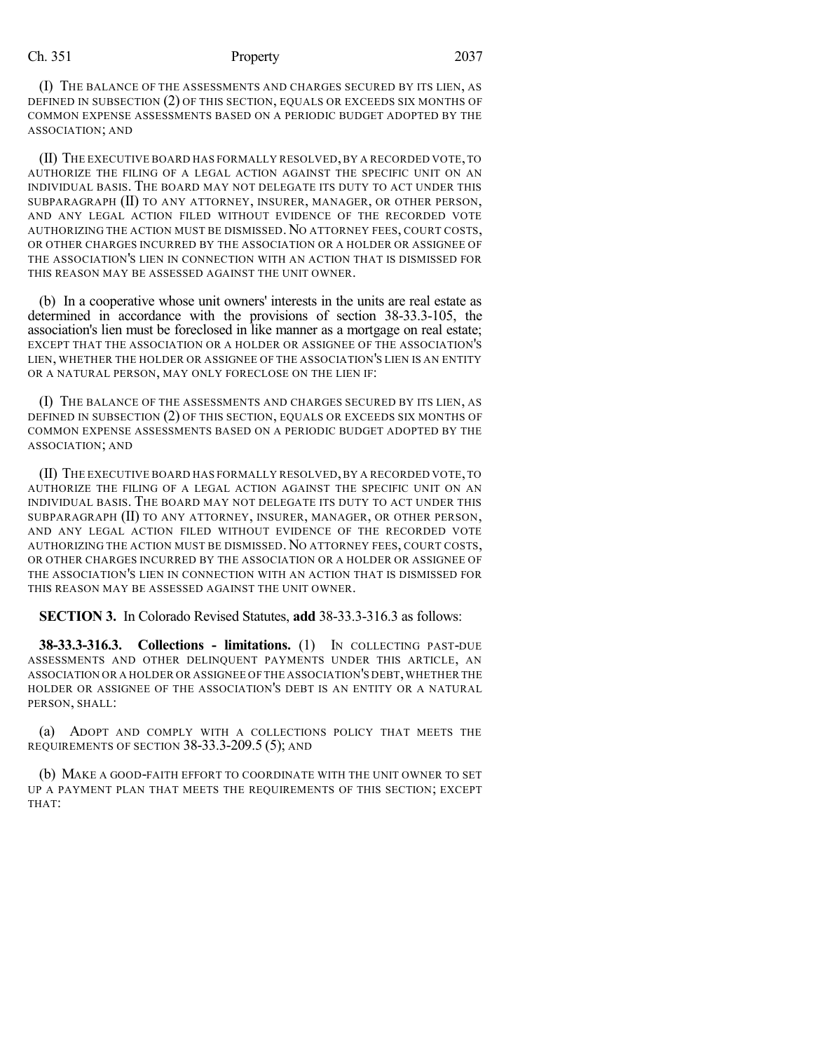(I) THE BALANCE OF THE ASSESSMENTS AND CHARGES SECURED BY ITS LIEN, AS DEFINED IN SUBSECTION (2) OF THIS SECTION, EQUALS OR EXCEEDS SIX MONTHS OF COMMON EXPENSE ASSESSMENTS BASED ON A PERIODIC BUDGET ADOPTED BY THE ASSOCIATION; AND

(II) THE EXECUTIVE BOARD HAS FORMALLY RESOLVED, BY A RECORDED VOTE, TO AUTHORIZE THE FILING OF A LEGAL ACTION AGAINST THE SPECIFIC UNIT ON AN INDIVIDUAL BASIS. THE BOARD MAY NOT DELEGATE ITS DUTY TO ACT UNDER THIS SUBPARAGRAPH (II) TO ANY ATTORNEY, INSURER, MANAGER, OR OTHER PERSON, AND ANY LEGAL ACTION FILED WITHOUT EVIDENCE OF THE RECORDED VOTE AUTHORIZING THE ACTION MUST BE DISMISSED. NO ATTORNEY FEES, COURT COSTS, OR OTHER CHARGES INCURRED BY THE ASSOCIATION OR A HOLDER OR ASSIGNEE OF THE ASSOCIATION'S LIEN IN CONNECTION WITH AN ACTION THAT IS DISMISSED FOR THIS REASON MAY BE ASSESSED AGAINST THE UNIT OWNER.

(b) In a cooperative whose unit owners' interests in the units are real estate as determined in accordance with the provisions of section 38-33.3-105, the association's lien must be foreclosed in like manner as a mortgage on real estate; EXCEPT THAT THE ASSOCIATION OR A HOLDER OR ASSIGNEE OF THE ASSOCIATION'S LIEN, WHETHER THE HOLDER OR ASSIGNEE OF THE ASSOCIATION'S LIEN IS AN ENTITY OR A NATURAL PERSON, MAY ONLY FORECLOSE ON THE LIEN IF:

(I) THE BALANCE OF THE ASSESSMENTS AND CHARGES SECURED BY ITS LIEN, AS DEFINED IN SUBSECTION (2) OF THIS SECTION, EQUALS OR EXCEEDS SIX MONTHS OF COMMON EXPENSE ASSESSMENTS BASED ON A PERIODIC BUDGET ADOPTED BY THE ASSOCIATION; AND

(II) THE EXECUTIVE BOARD HAS FORMALLY RESOLVED, BY A RECORDED VOTE, TO AUTHORIZE THE FILING OF A LEGAL ACTION AGAINST THE SPECIFIC UNIT ON AN INDIVIDUAL BASIS. THE BOARD MAY NOT DELEGATE ITS DUTY TO ACT UNDER THIS SUBPARAGRAPH (II) TO ANY ATTORNEY, INSURER, MANAGER, OR OTHER PERSON, AND ANY LEGAL ACTION FILED WITHOUT EVIDENCE OF THE RECORDED VOTE AUTHORIZING THE ACTION MUST BE DISMISSED. NO ATTORNEY FEES, COURT COSTS, OR OTHER CHARGES INCURRED BY THE ASSOCIATION OR A HOLDER OR ASSIGNEE OF THE ASSOCIATION'S LIEN IN CONNECTION WITH AN ACTION THAT IS DISMISSED FOR THIS REASON MAY BE ASSESSED AGAINST THE UNIT OWNER.

**SECTION 3.** In Colorado Revised Statutes, **add** 38-33.3-316.3 as follows:

**38-33.3-316.3. Collections - limitations.** (1) IN COLLECTING PAST-DUE ASSESSMENTS AND OTHER DELINQUENT PAYMENTS UNDER THIS ARTICLE, AN ASSOCIATION OR A HOLDER OR ASSIGNEE OF THE ASSOCIATION'S DEBT, WHETHER THE HOLDER OR ASSIGNEE OF THE ASSOCIATION'S DEBT IS AN ENTITY OR A NATURAL PERSON, SHALL:

(a) ADOPT AND COMPLY WITH A COLLECTIONS POLICY THAT MEETS THE REQUIREMENTS OF SECTION 38-33.3-209.5 (5); AND

(b) MAKE A GOOD-FAITH EFFORT TO COORDINATE WITH THE UNIT OWNER TO SET UP A PAYMENT PLAN THAT MEETS THE REQUIREMENTS OF THIS SECTION; EXCEPT THAT: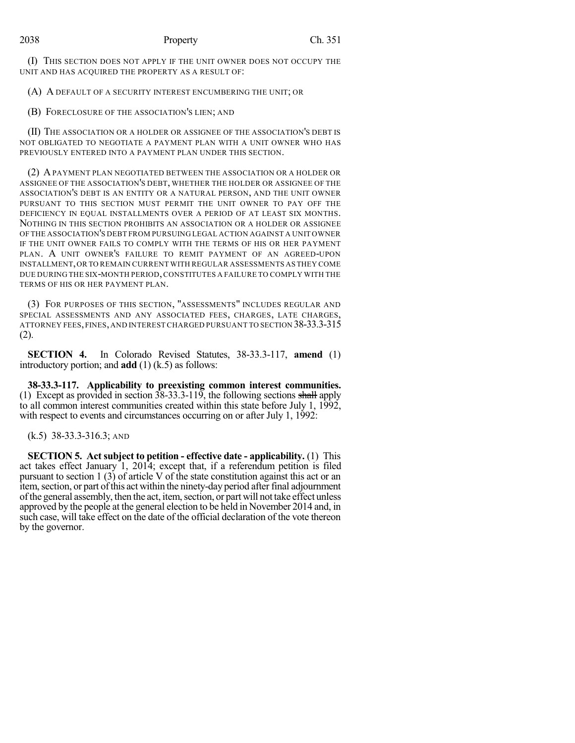(I) THIS SECTION DOES NOT APPLY IF THE UNIT OWNER DOES NOT OCCUPY THE UNIT AND HAS ACQUIRED THE PROPERTY AS A RESULT OF:

(A) A DEFAULT OF A SECURITY INTEREST ENCUMBERING THE UNIT; OR

(B) FORECLOSURE OF THE ASSOCIATION'S LIEN; AND

(II) THE ASSOCIATION OR A HOLDER OR ASSIGNEE OF THE ASSOCIATION'S DEBT IS NOT OBLIGATED TO NEGOTIATE A PAYMENT PLAN WITH A UNIT OWNER WHO HAS PREVIOUSLY ENTERED INTO A PAYMENT PLAN UNDER THIS SECTION.

(2) A PAYMENT PLAN NEGOTIATED BETWEEN THE ASSOCIATION OR A HOLDER OR ASSIGNEE OF THE ASSOCIATION'S DEBT, WHETHER THE HOLDER OR ASSIGNEE OF THE ASSOCIATION'S DEBT IS AN ENTITY OR A NATURAL PERSON, AND THE UNIT OWNER PURSUANT TO THIS SECTION MUST PERMIT THE UNIT OWNER TO PAY OFF THE DEFICIENCY IN EQUAL INSTALLMENTS OVER A PERIOD OF AT LEAST SIX MONTHS. NOTHING IN THIS SECTION PROHIBITS AN ASSOCIATION OR A HOLDER OR ASSIGNEE OF THE ASSOCIATION'S DEBT FROM PURSUING LEGAL ACTION AGAINST A UNIT OWNER IF THE UNIT OWNER FAILS TO COMPLY WITH THE TERMS OF HIS OR HER PAYMENT PLAN. A UNIT OWNER'S FAILURE TO REMIT PAYMENT OF AN AGREED-UPON INSTALLMENT, OR TO REMAIN CURRENT WITH REGULAR ASSESSMENTS AS THEY COME DUE DURING THE SIX-MONTH PERIOD, CONSTITUTES A FAILURE TO COMPLY WITH THE TERMS OF HIS OR HER PAYMENT PLAN.

(3) FOR PURPOSES OF THIS SECTION, "ASSESSMENTS" INCLUDES REGULAR AND SPECIAL ASSESSMENTS AND ANY ASSOCIATED FEES, CHARGES, LATE CHARGES, ATTORNEY FEES, FINES, AND INTEREST CHARGED PURSUANT TO SECTION 38-33.3-315 (2).

**SECTION 4.** In Colorado Revised Statutes, 38-33.3-117, **amend** (1) introductory portion; and **add** (1) (k.5) as follows:

**38-33.3-117. Applicability to preexisting common interest communities.** (1) Except as provided in section 38-33.3-119, the following sections ~~shall~~ apply to all common interest communities created within this state before July 1, 1992, with respect to events and circumstances occurring on or after July 1, 1992:

(k.5) 38-33.3-316.3; AND

**SECTION 5. Act subject to petition - effective date - applicability.** (1) This act takes effect January 1, 2014; except that, if a referendum petition is filed pursuant to section 1 (3) of article V of the state constitution against this act or an item, section, or part of this act within the ninety-day period after final adjournment of the general assembly, then the act, item, section, or part will not take effect unless approved by the people at the general election to be held in November 2014 and, in such case, will take effect on the date of the official declaration of the vote thereon by the governor.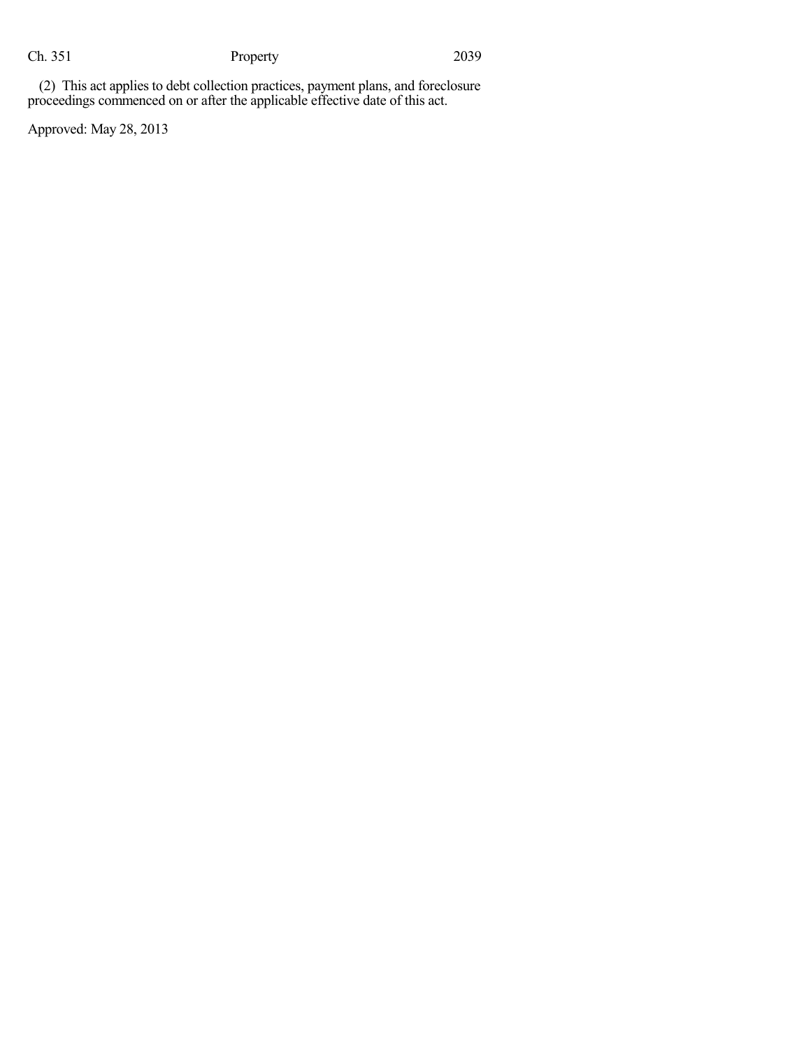(2) This act applies to debt collection practices, payment plans, and foreclosure proceedings commenced on or after the applicable effective date of this act.

Approved: May 28, 2013